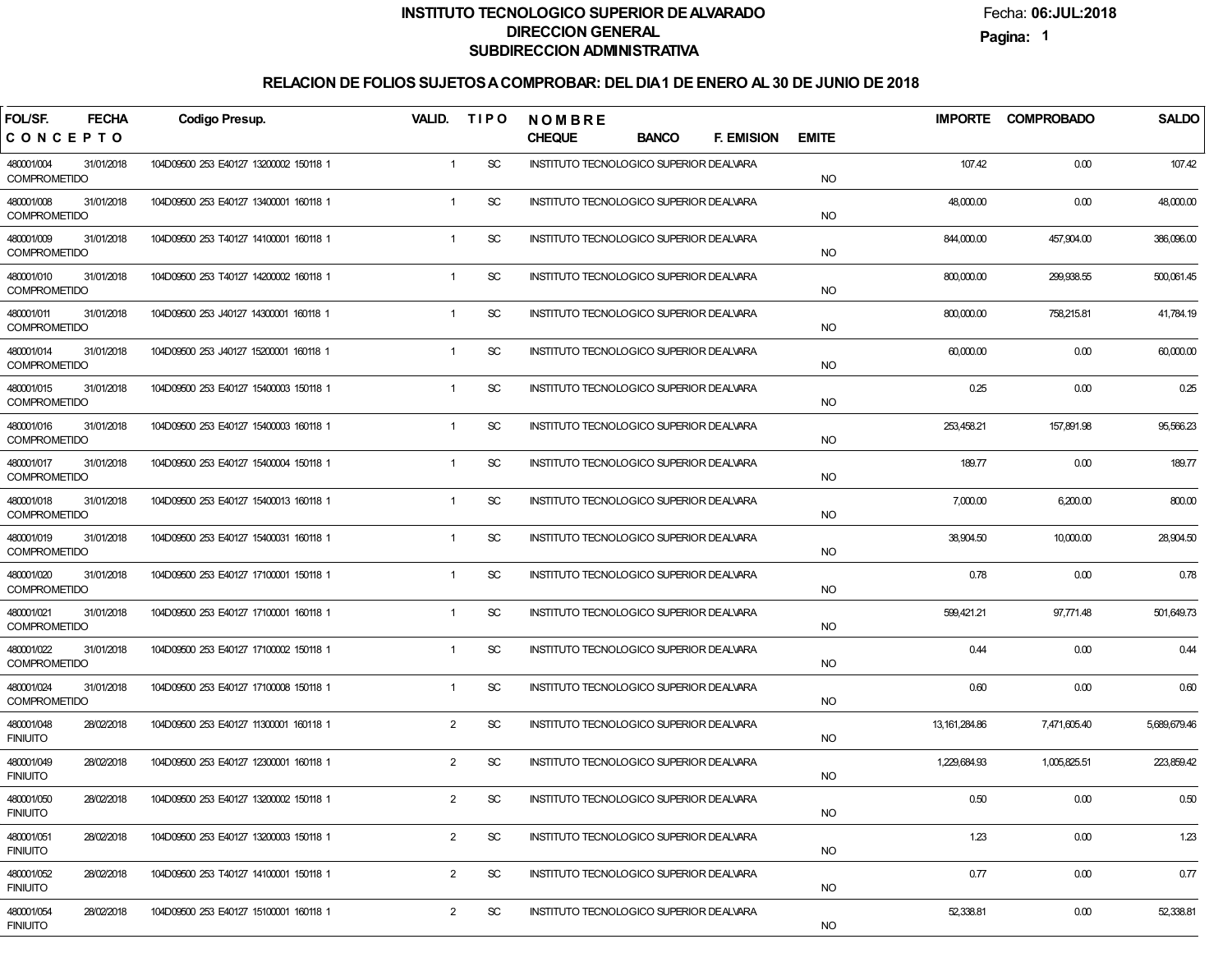**INSTITUTO TECNOLOGICO SUPERIOR DE ALVARADO**
**DIRECCION GENERAL**
**SUBDIRECCION ADMINISTRATIVA**

Fecha: **06:JUL:2018**

## RELACION DE FOLIOS SUJETOS A COMPROBAR: DEL DIA 1 DE ENERO AL 30 DE JUNIO DE 2018

| FOL/SF. / CONCEPTO | FECHA | Codigo Presup. | VALID. | TIPO | NOMBRE / CHEQUE BANCO F. EMISION | EMITE | IMPORTE | COMPROBADO | SALDO |
|---|---|---|---|---|---|---|---|---|---|
| 480001/004 COMPROMETIDO | 31/01/2018 | 104D09500 253 E40127 13200002 150118 1 | 1 | SC | INSTITUTO TECNOLOGICO SUPERIOR DE ALVARA | NO | 107.42 | 0.00 | 107.42 |
| 480001/008 COMPROMETIDO | 31/01/2018 | 104D09500 253 E40127 13400001 160118 1 | 1 | SC | INSTITUTO TECNOLOGICO SUPERIOR DE ALVARA | NO | 48,000.00 | 0.00 | 48,000.00 |
| 480001/009 COMPROMETIDO | 31/01/2018 | 104D09500 253 T40127 14100001 160118 1 | 1 | SC | INSTITUTO TECNOLOGICO SUPERIOR DE ALVARA | NO | 844,000.00 | 457,904.00 | 386,096.00 |
| 480001/010 COMPROMETIDO | 31/01/2018 | 104D09500 253 T40127 14200002 160118 1 | 1 | SC | INSTITUTO TECNOLOGICO SUPERIOR DE ALVARA | NO | 800,000.00 | 299,938.55 | 500,061.45 |
| 480001/011 COMPROMETIDO | 31/01/2018 | 104D09500 253 J40127 14300001 160118 1 | 1 | SC | INSTITUTO TECNOLOGICO SUPERIOR DE ALVARA | NO | 800,000.00 | 758,215.81 | 41,784.19 |
| 480001/014 COMPROMETIDO | 31/01/2018 | 104D09500 253 J40127 15200001 160118 1 | 1 | SC | INSTITUTO TECNOLOGICO SUPERIOR DE ALVARA | NO | 60,000.00 | 0.00 | 60,000.00 |
| 480001/015 COMPROMETIDO | 31/01/2018 | 104D09500 253 E40127 15400003 150118 1 | 1 | SC | INSTITUTO TECNOLOGICO SUPERIOR DE ALVARA | NO | 0.25 | 0.00 | 0.25 |
| 480001/016 COMPROMETIDO | 31/01/2018 | 104D09500 253 E40127 15400003 160118 1 | 1 | SC | INSTITUTO TECNOLOGICO SUPERIOR DE ALVARA | NO | 253,458.21 | 157,891.98 | 95,566.23 |
| 480001/017 COMPROMETIDO | 31/01/2018 | 104D09500 253 E40127 15400004 150118 1 | 1 | SC | INSTITUTO TECNOLOGICO SUPERIOR DE ALVARA | NO | 189.77 | 0.00 | 189.77 |
| 480001/018 COMPROMETIDO | 31/01/2018 | 104D09500 253 E40127 15400013 160118 1 | 1 | SC | INSTITUTO TECNOLOGICO SUPERIOR DE ALVARA | NO | 7,000.00 | 6,200.00 | 800.00 |
| 480001/019 COMPROMETIDO | 31/01/2018 | 104D09500 253 E40127 15400031 160118 1 | 1 | SC | INSTITUTO TECNOLOGICO SUPERIOR DE ALVARA | NO | 38,904.50 | 10,000.00 | 28,904.50 |
| 480001/020 COMPROMETIDO | 31/01/2018 | 104D09500 253 E40127 17100001 150118 1 | 1 | SC | INSTITUTO TECNOLOGICO SUPERIOR DE ALVARA | NO | 0.78 | 0.00 | 0.78 |
| 480001/021 COMPROMETIDO | 31/01/2018 | 104D09500 253 E40127 17100001 160118 1 | 1 | SC | INSTITUTO TECNOLOGICO SUPERIOR DE ALVARA | NO | 599,421.21 | 97,771.48 | 501,649.73 |
| 480001/022 COMPROMETIDO | 31/01/2018 | 104D09500 253 E40127 17100002 150118 1 | 1 | SC | INSTITUTO TECNOLOGICO SUPERIOR DE ALVARA | NO | 0.44 | 0.00 | 0.44 |
| 480001/024 COMPROMETIDO | 31/01/2018 | 104D09500 253 E40127 17100008 150118 1 | 1 | SC | INSTITUTO TECNOLOGICO SUPERIOR DE ALVARA | NO | 0.60 | 0.00 | 0.60 |
| 480001/048 FINIUITO | 28/02/2018 | 104D09500 253 E40127 11300001 160118 1 | 2 | SC | INSTITUTO TECNOLOGICO SUPERIOR DE ALVARA | NO | 13,161,284.86 | 7,471,605.40 | 5,689,679.46 |
| 480001/049 FINIUITO | 28/02/2018 | 104D09500 253 E40127 12300001 160118 1 | 2 | SC | INSTITUTO TECNOLOGICO SUPERIOR DE ALVARA | NO | 1,229,684.93 | 1,005,825.51 | 223,859.42 |
| 480001/050 FINIUITO | 28/02/2018 | 104D09500 253 E40127 13200002 150118 1 | 2 | SC | INSTITUTO TECNOLOGICO SUPERIOR DE ALVARA | NO | 0.50 | 0.00 | 0.50 |
| 480001/051 FINIUITO | 28/02/2018 | 104D09500 253 E40127 13200003 150118 1 | 2 | SC | INSTITUTO TECNOLOGICO SUPERIOR DE ALVARA | NO | 1.23 | 0.00 | 1.23 |
| 480001/052 FINIUITO | 28/02/2018 | 104D09500 253 T40127 14100001 150118 1 | 2 | SC | INSTITUTO TECNOLOGICO SUPERIOR DE ALVARA | NO | 0.77 | 0.00 | 0.77 |
| 480001/054 FINIUITO | 28/02/2018 | 104D09500 253 E40127 15100001 160118 1 | 2 | SC | INSTITUTO TECNOLOGICO SUPERIOR DE ALVARA | NO | 52,338.81 | 0.00 | 52,338.81 |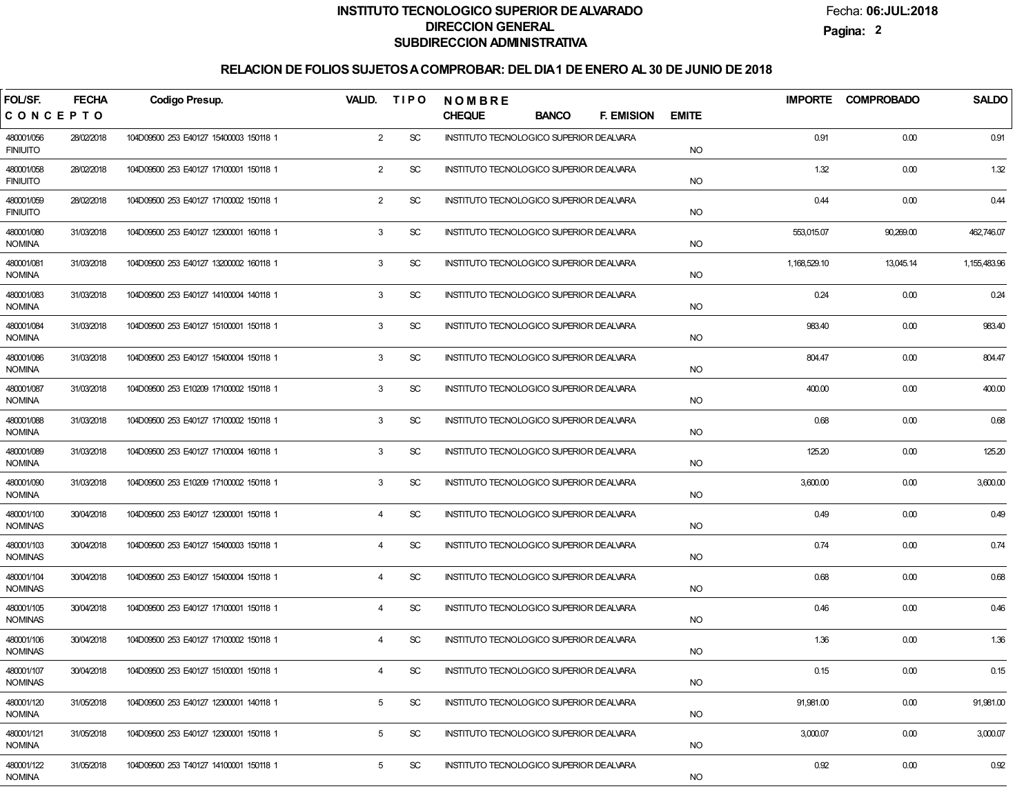# INSTITUTO TECNOLOGICO SUPERIOR DE ALVARADO

## DIRECCION GENERAL

## SUBDIRECCION ADMINISTRATIVA

Fecha: **06:JUL:2018**

### RELACION DE FOLIOS SUJETOS A COMPROBAR: DEL DIA 1 DE ENERO AL 30 DE JUNIO DE 2018

| FOL/SF. / CONCEPTO | FECHA | Codigo Presup. | VALID. | TIPO | NOMBRE / CHEQUE | BANCO | F. EMISION | EMITE | IMPORTE | COMPROBADO | SALDO |
|---|---|---|---|---|---|---|---|---|---|---|---|
| 480001/056 FINIUITO | 28/02/2018 | 104D09500 253 E40127 15400003 150118 1 | 2 | SC | INSTITUTO TECNOLOGICO SUPERIOR DE ALVARA | | | NO | 0.91 | 0.00 | 0.91 |
| 480001/058 FINIUITO | 28/02/2018 | 104D09500 253 E40127 17100001 150118 1 | 2 | SC | INSTITUTO TECNOLOGICO SUPERIOR DE ALVARA | | | NO | 1.32 | 0.00 | 1.32 |
| 480001/059 FINIUITO | 28/02/2018 | 104D09500 253 E40127 17100002 150118 1 | 2 | SC | INSTITUTO TECNOLOGICO SUPERIOR DE ALVARA | | | NO | 0.44 | 0.00 | 0.44 |
| 480001/080 NOMINA | 31/03/2018 | 104D09500 253 E40127 12300001 160118 1 | 3 | SC | INSTITUTO TECNOLOGICO SUPERIOR DE ALVARA | | | NO | 553,015.07 | 90,269.00 | 462,746.07 |
| 480001/081 NOMINA | 31/03/2018 | 104D09500 253 E40127 13200002 160118 1 | 3 | SC | INSTITUTO TECNOLOGICO SUPERIOR DE ALVARA | | | NO | 1,168,529.10 | 13,045.14 | 1,155,483.96 |
| 480001/083 NOMINA | 31/03/2018 | 104D09500 253 E40127 14100004 140118 1 | 3 | SC | INSTITUTO TECNOLOGICO SUPERIOR DE ALVARA | | | NO | 0.24 | 0.00 | 0.24 |
| 480001/084 NOMINA | 31/03/2018 | 104D09500 253 E40127 15100001 150118 1 | 3 | SC | INSTITUTO TECNOLOGICO SUPERIOR DE ALVARA | | | NO | 983.40 | 0.00 | 983.40 |
| 480001/086 NOMINA | 31/03/2018 | 104D09500 253 E40127 15400004 150118 1 | 3 | SC | INSTITUTO TECNOLOGICO SUPERIOR DE ALVARA | | | NO | 804.47 | 0.00 | 804.47 |
| 480001/087 NOMINA | 31/03/2018 | 104D09500 253 E10209 17100002 150118 1 | 3 | SC | INSTITUTO TECNOLOGICO SUPERIOR DE ALVARA | | | NO | 400.00 | 0.00 | 400.00 |
| 480001/088 NOMINA | 31/03/2018 | 104D09500 253 E40127 17100002 150118 1 | 3 | SC | INSTITUTO TECNOLOGICO SUPERIOR DE ALVARA | | | NO | 0.68 | 0.00 | 0.68 |
| 480001/089 NOMINA | 31/03/2018 | 104D09500 253 E40127 17100004 160118 1 | 3 | SC | INSTITUTO TECNOLOGICO SUPERIOR DE ALVARA | | | NO | 125.20 | 0.00 | 125.20 |
| 480001/090 NOMINA | 31/03/2018 | 104D09500 253 E10209 17100002 150118 1 | 3 | SC | INSTITUTO TECNOLOGICO SUPERIOR DE ALVARA | | | NO | 3,600.00 | 0.00 | 3,600.00 |
| 480001/100 NOMINAS | 30/04/2018 | 104D09500 253 E40127 12300001 150118 1 | 4 | SC | INSTITUTO TECNOLOGICO SUPERIOR DE ALVARA | | | NO | 0.49 | 0.00 | 0.49 |
| 480001/103 NOMINAS | 30/04/2018 | 104D09500 253 E40127 15400003 150118 1 | 4 | SC | INSTITUTO TECNOLOGICO SUPERIOR DE ALVARA | | | NO | 0.74 | 0.00 | 0.74 |
| 480001/104 NOMINAS | 30/04/2018 | 104D09500 253 E40127 15400004 150118 1 | 4 | SC | INSTITUTO TECNOLOGICO SUPERIOR DE ALVARA | | | NO | 0.68 | 0.00 | 0.68 |
| 480001/105 NOMINAS | 30/04/2018 | 104D09500 253 E40127 17100001 150118 1 | 4 | SC | INSTITUTO TECNOLOGICO SUPERIOR DE ALVARA | | | NO | 0.46 | 0.00 | 0.46 |
| 480001/106 NOMINAS | 30/04/2018 | 104D09500 253 E40127 17100002 150118 1 | 4 | SC | INSTITUTO TECNOLOGICO SUPERIOR DE ALVARA | | | NO | 1.36 | 0.00 | 1.36 |
| 480001/107 NOMINAS | 30/04/2018 | 104D09500 253 E40127 15100001 150118 1 | 4 | SC | INSTITUTO TECNOLOGICO SUPERIOR DE ALVARA | | | NO | 0.15 | 0.00 | 0.15 |
| 480001/120 NOMINA | 31/05/2018 | 104D09500 253 E40127 12300001 140118 1 | 5 | SC | INSTITUTO TECNOLOGICO SUPERIOR DE ALVARA | | | NO | 91,981.00 | 0.00 | 91,981.00 |
| 480001/121 NOMINA | 31/05/2018 | 104D09500 253 E40127 12300001 150118 1 | 5 | SC | INSTITUTO TECNOLOGICO SUPERIOR DE ALVARA | | | NO | 3,000.07 | 0.00 | 3,000.07 |
| 480001/122 NOMINA | 31/05/2018 | 104D09500 253 T40127 14100001 150118 1 | 5 | SC | INSTITUTO TECNOLOGICO SUPERIOR DE ALVARA | | | NO | 0.92 | 0.00 | 0.92 |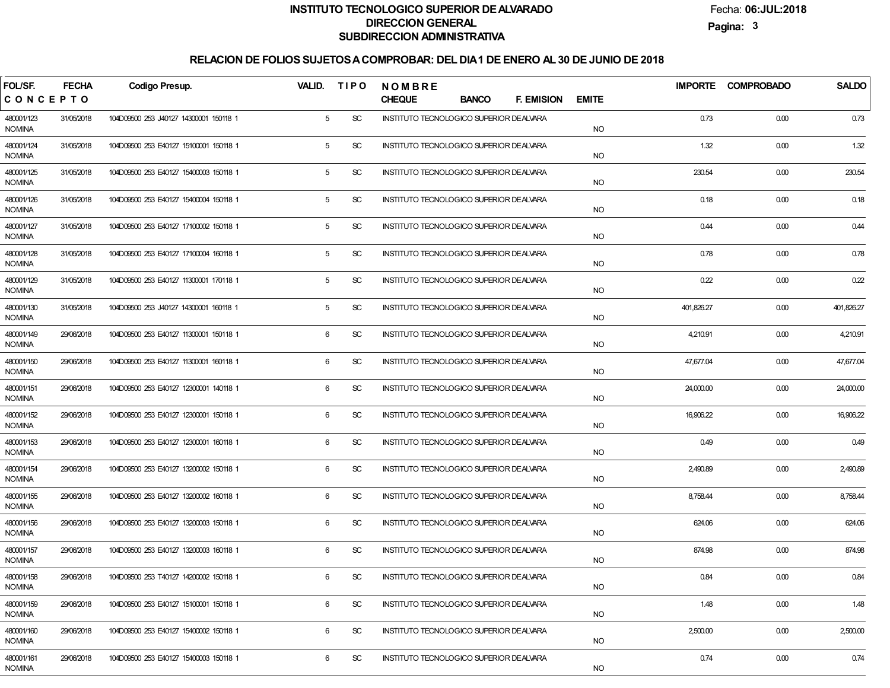# INSTITUTO TECNOLOGICO SUPERIOR DE ALVARADO
## DIRECCION GENERAL
## SUBDIRECCION ADMINISTRATIVA

Fecha: **06:JUL:2018**

### RELACION DE FOLIOS SUJETOS A COMPROBAR: DEL DIA 1 DE ENERO AL 30 DE JUNIO DE 2018

| FOL/SF. / CONCEPTO | FECHA | Codigo Presup. | VALID. | TIPO | NOMBRE / CHEQUE | BANCO | F. EMISION | EMITE | IMPORTE | COMPROBADO | SALDO |
|---|---|---|---|---|---|---|---|---|---|---|---|
| 480001/123 NOMINA | 31/05/2018 | 104D09500 253 J40127 14300001 150118 1 | 5 | SC | INSTITUTO TECNOLOGICO SUPERIOR DE ALVARA | | | NO | 0.73 | 0.00 | 0.73 |
| 480001/124 NOMINA | 31/05/2018 | 104D09500 253 E40127 15100001 150118 1 | 5 | SC | INSTITUTO TECNOLOGICO SUPERIOR DE ALVARA | | | NO | 1.32 | 0.00 | 1.32 |
| 480001/125 NOMINA | 31/05/2018 | 104D09500 253 E40127 15400003 150118 1 | 5 | SC | INSTITUTO TECNOLOGICO SUPERIOR DE ALVARA | | | NO | 230.54 | 0.00 | 230.54 |
| 480001/126 NOMINA | 31/05/2018 | 104D09500 253 E40127 15400004 150118 1 | 5 | SC | INSTITUTO TECNOLOGICO SUPERIOR DE ALVARA | | | NO | 0.18 | 0.00 | 0.18 |
| 480001/127 NOMINA | 31/05/2018 | 104D09500 253 E40127 17100002 150118 1 | 5 | SC | INSTITUTO TECNOLOGICO SUPERIOR DE ALVARA | | | NO | 0.44 | 0.00 | 0.44 |
| 480001/128 NOMINA | 31/05/2018 | 104D09500 253 E40127 17100004 160118 1 | 5 | SC | INSTITUTO TECNOLOGICO SUPERIOR DE ALVARA | | | NO | 0.78 | 0.00 | 0.78 |
| 480001/129 NOMINA | 31/05/2018 | 104D09500 253 E40127 11300001 170118 1 | 5 | SC | INSTITUTO TECNOLOGICO SUPERIOR DE ALVARA | | | NO | 0.22 | 0.00 | 0.22 |
| 480001/130 NOMINA | 31/05/2018 | 104D09500 253 J40127 14300001 160118 1 | 5 | SC | INSTITUTO TECNOLOGICO SUPERIOR DE ALVARA | | | NO | 401,826.27 | 0.00 | 401,826.27 |
| 480001/149 NOMINA | 29/06/2018 | 104D09500 253 E40127 11300001 150118 1 | 6 | SC | INSTITUTO TECNOLOGICO SUPERIOR DE ALVARA | | | NO | 4,210.91 | 0.00 | 4,210.91 |
| 480001/150 NOMINA | 29/06/2018 | 104D09500 253 E40127 11300001 160118 1 | 6 | SC | INSTITUTO TECNOLOGICO SUPERIOR DE ALVARA | | | NO | 47,677.04 | 0.00 | 47,677.04 |
| 480001/151 NOMINA | 29/06/2018 | 104D09500 253 E40127 12300001 140118 1 | 6 | SC | INSTITUTO TECNOLOGICO SUPERIOR DE ALVARA | | | NO | 24,000.00 | 0.00 | 24,000.00 |
| 480001/152 NOMINA | 29/06/2018 | 104D09500 253 E40127 12300001 150118 1 | 6 | SC | INSTITUTO TECNOLOGICO SUPERIOR DE ALVARA | | | NO | 16,906.22 | 0.00 | 16,906.22 |
| 480001/153 NOMINA | 29/06/2018 | 104D09500 253 E40127 12300001 160118 1 | 6 | SC | INSTITUTO TECNOLOGICO SUPERIOR DE ALVARA | | | NO | 0.49 | 0.00 | 0.49 |
| 480001/154 NOMINA | 29/06/2018 | 104D09500 253 E40127 13200002 150118 1 | 6 | SC | INSTITUTO TECNOLOGICO SUPERIOR DE ALVARA | | | NO | 2,490.89 | 0.00 | 2,490.89 |
| 480001/155 NOMINA | 29/06/2018 | 104D09500 253 E40127 13200002 160118 1 | 6 | SC | INSTITUTO TECNOLOGICO SUPERIOR DE ALVARA | | | NO | 8,758.44 | 0.00 | 8,758.44 |
| 480001/156 NOMINA | 29/06/2018 | 104D09500 253 E40127 13200003 150118 1 | 6 | SC | INSTITUTO TECNOLOGICO SUPERIOR DE ALVARA | | | NO | 624.06 | 0.00 | 624.06 |
| 480001/157 NOMINA | 29/06/2018 | 104D09500 253 E40127 13200003 160118 1 | 6 | SC | INSTITUTO TECNOLOGICO SUPERIOR DE ALVARA | | | NO | 874.98 | 0.00 | 874.98 |
| 480001/158 NOMINA | 29/06/2018 | 104D09500 253 T40127 14200002 150118 1 | 6 | SC | INSTITUTO TECNOLOGICO SUPERIOR DE ALVARA | | | NO | 0.84 | 0.00 | 0.84 |
| 480001/159 NOMINA | 29/06/2018 | 104D09500 253 E40127 15100001 150118 1 | 6 | SC | INSTITUTO TECNOLOGICO SUPERIOR DE ALVARA | | | NO | 1.48 | 0.00 | 1.48 |
| 480001/160 NOMINA | 29/06/2018 | 104D09500 253 E40127 15400002 150118 1 | 6 | SC | INSTITUTO TECNOLOGICO SUPERIOR DE ALVARA | | | NO | 2,500.00 | 0.00 | 2,500.00 |
| 480001/161 NOMINA | 29/06/2018 | 104D09500 253 E40127 15400003 150118 1 | 6 | SC | INSTITUTO TECNOLOGICO SUPERIOR DE ALVARA | | | NO | 0.74 | 0.00 | 0.74 |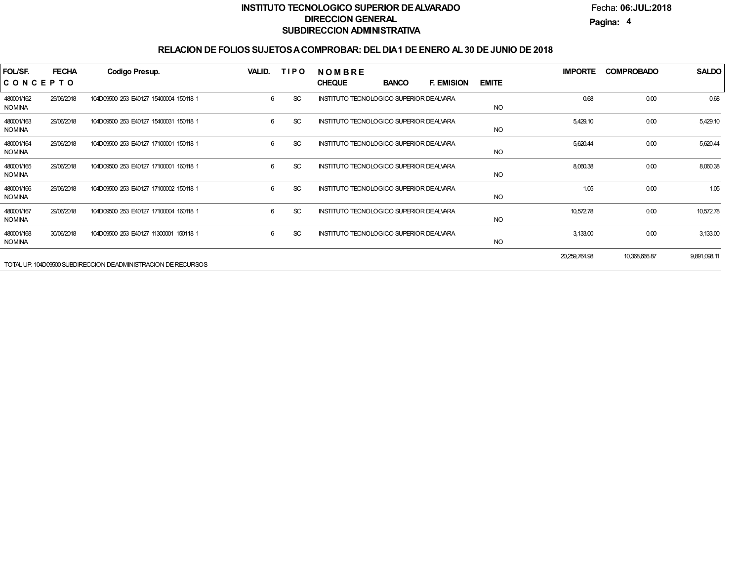**INSTITUTO TECNOLOGICO SUPERIOR DE ALVARADO**
**DIRECCION GENERAL**
**SUBDIRECCION ADMINISTRATIVA**

Fecha: **06:JUL:2018**

## RELACION DE FOLIOS SUJETOS A COMPROBAR: DEL DIA 1 DE ENERO AL 30 DE JUNIO DE 2018

| FOL/SF. / CONCEPTO | FECHA | Codigo Presup. | VALID. | TIPO | NOMBRE / CHEQUE | BANCO | F. EMISION | EMITE | IMPORTE | COMPROBADO | SALDO |
|---|---|---|---|---|---|---|---|---|---|---|---|
| 480001/162 NOMINA | 29/06/2018 | 104D09500 253 E40127 15400004 150118 1 | 6 | SC | INSTITUTO TECNOLOGICO SUPERIOR DE ALVARA | | | NO | 0.68 | 0.00 | 0.68 |
| 480001/163 NOMINA | 29/06/2018 | 104D09500 253 E40127 15400031 150118 1 | 6 | SC | INSTITUTO TECNOLOGICO SUPERIOR DE ALVARA | | | NO | 5,429.10 | 0.00 | 5,429.10 |
| 480001/164 NOMINA | 29/06/2018 | 104D09500 253 E40127 17100001 150118 1 | 6 | SC | INSTITUTO TECNOLOGICO SUPERIOR DE ALVARA | | | NO | 5,620.44 | 0.00 | 5,620.44 |
| 480001/165 NOMINA | 29/06/2018 | 104D09500 253 E40127 17100001 160118 1 | 6 | SC | INSTITUTO TECNOLOGICO SUPERIOR DE ALVARA | | | NO | 8,060.38 | 0.00 | 8,060.38 |
| 480001/166 NOMINA | 29/06/2018 | 104D09500 253 E40127 17100002 150118 1 | 6 | SC | INSTITUTO TECNOLOGICO SUPERIOR DE ALVARA | | | NO | 1.05 | 0.00 | 1.05 |
| 480001/167 NOMINA | 29/06/2018 | 104D09500 253 E40127 17100004 160118 1 | 6 | SC | INSTITUTO TECNOLOGICO SUPERIOR DE ALVARA | | | NO | 10,572.78 | 0.00 | 10,572.78 |
| 480001/168 NOMINA | 30/06/2018 | 104D09500 253 E40127 11300001 150118 1 | 6 | SC | INSTITUTO TECNOLOGICO SUPERIOR DE ALVARA | | | NO | 3,133.00 | 0.00 | 3,133.00 |
| TOTAL UP: 104D09500 SUBDIRECCION DE ADMINISTRACION DE RECURSOS | | | | | | | | | 20,259,764.98 | 10,368,666.87 | 9,891,098.11 |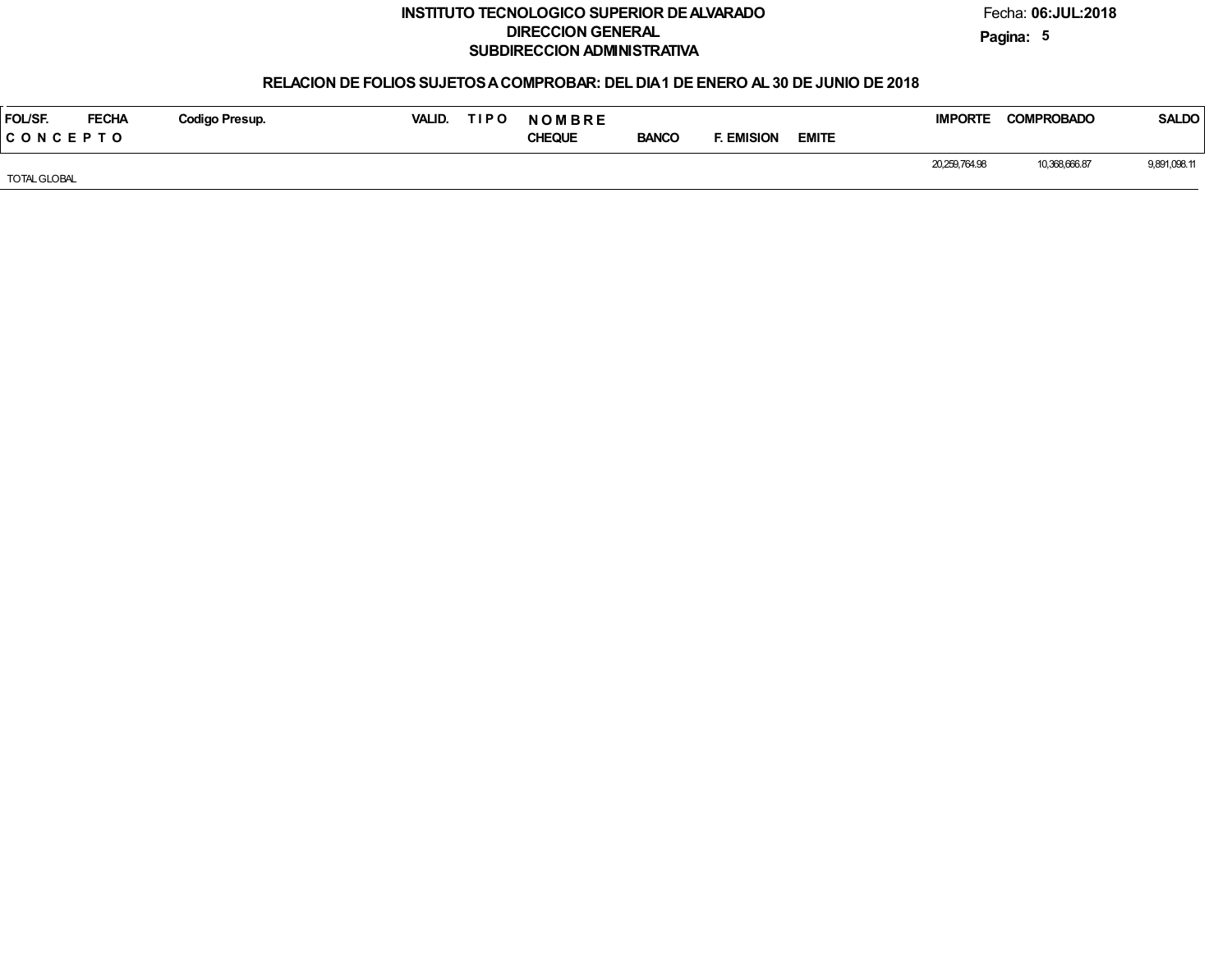INSTITUTO TECNOLOGICO SUPERIOR DE ALVARADO
DIRECCION GENERAL
SUBDIRECCION ADMINISTRATIVA

Fecha: **06:JUL:2018**

## RELACION DE FOLIOS SUJETOS A COMPROBAR: DEL DIA 1 DE ENERO AL 30 DE JUNIO DE 2018

| FOL/SF. | FECHA | Codigo Presup. | VALID. | T I P O | N O M B R E | | | | IMPORTE | COMPROBADO | SALDO |
|---|---|---|---|---|---|---|---|---|---|---|---|
| C O N C E P T O | | | | | CHEQUE | BANCO | F. EMISION | EMITE | | | |
| TOTAL GLOBAL | | | | | | | | | 20,259,764.98 | 10,368,666.87 | 9,891,098.11 |